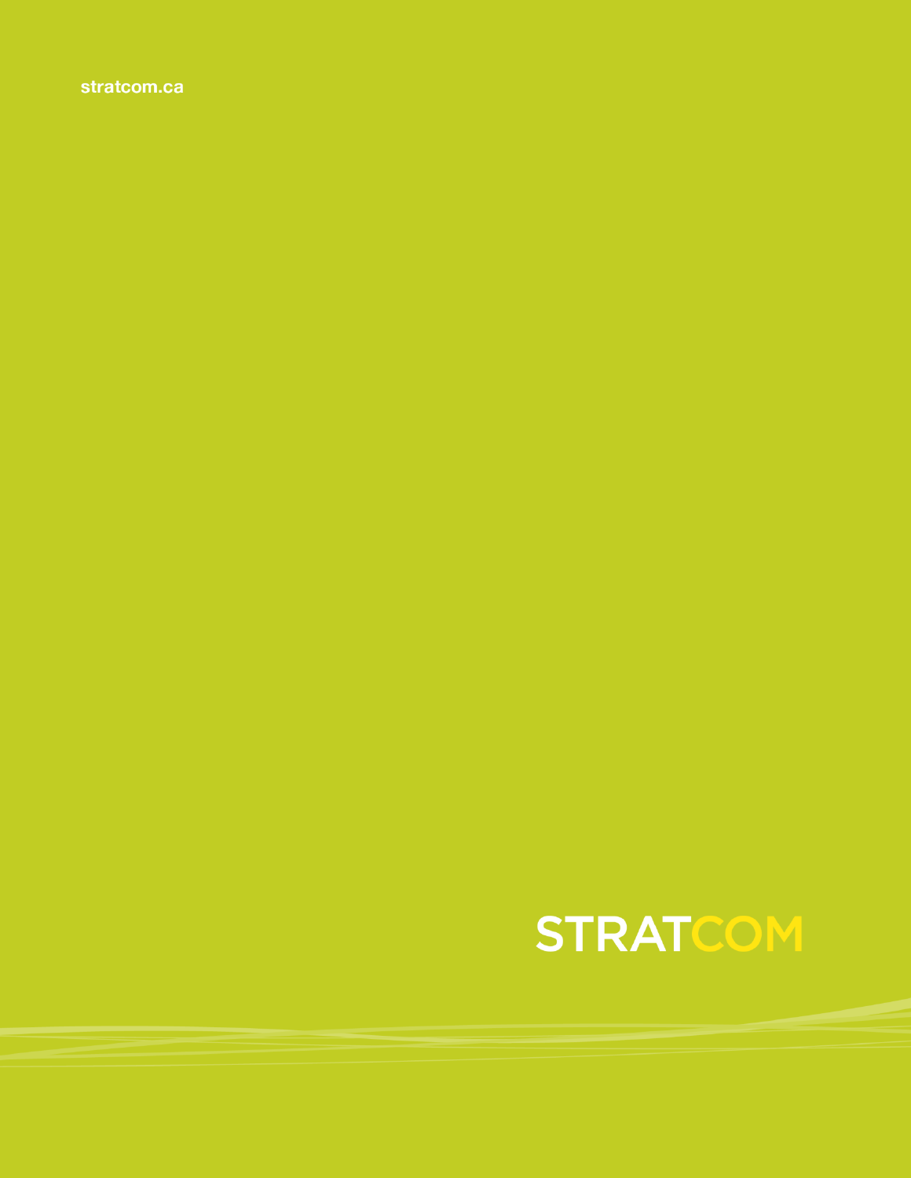stratcom.ca

STRATCOM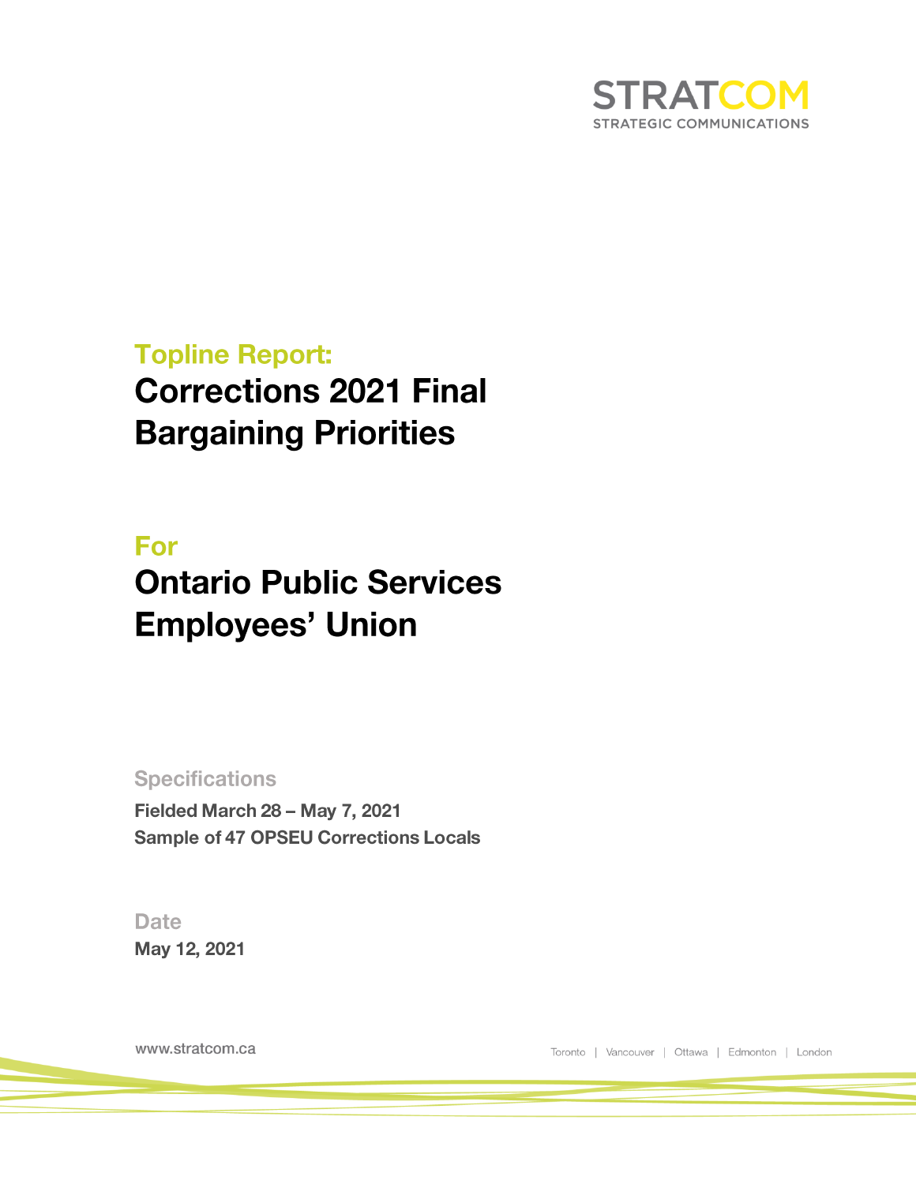STRATCOM

STRATEGIC COMMUNICATIONS

## Topline Report:

# Corrections 2021 Final Bargaining Priorities

## For

# Ontario Public Services Employees' Union

### Specifications

**Fielded March 28 – May 7, 2021**
**Sample of 47 OPSEU Corrections Locals**

### Date

**May 12, 2021**

www.stratcom.ca

Toronto | Vancouver | Ottawa | Edmonton | London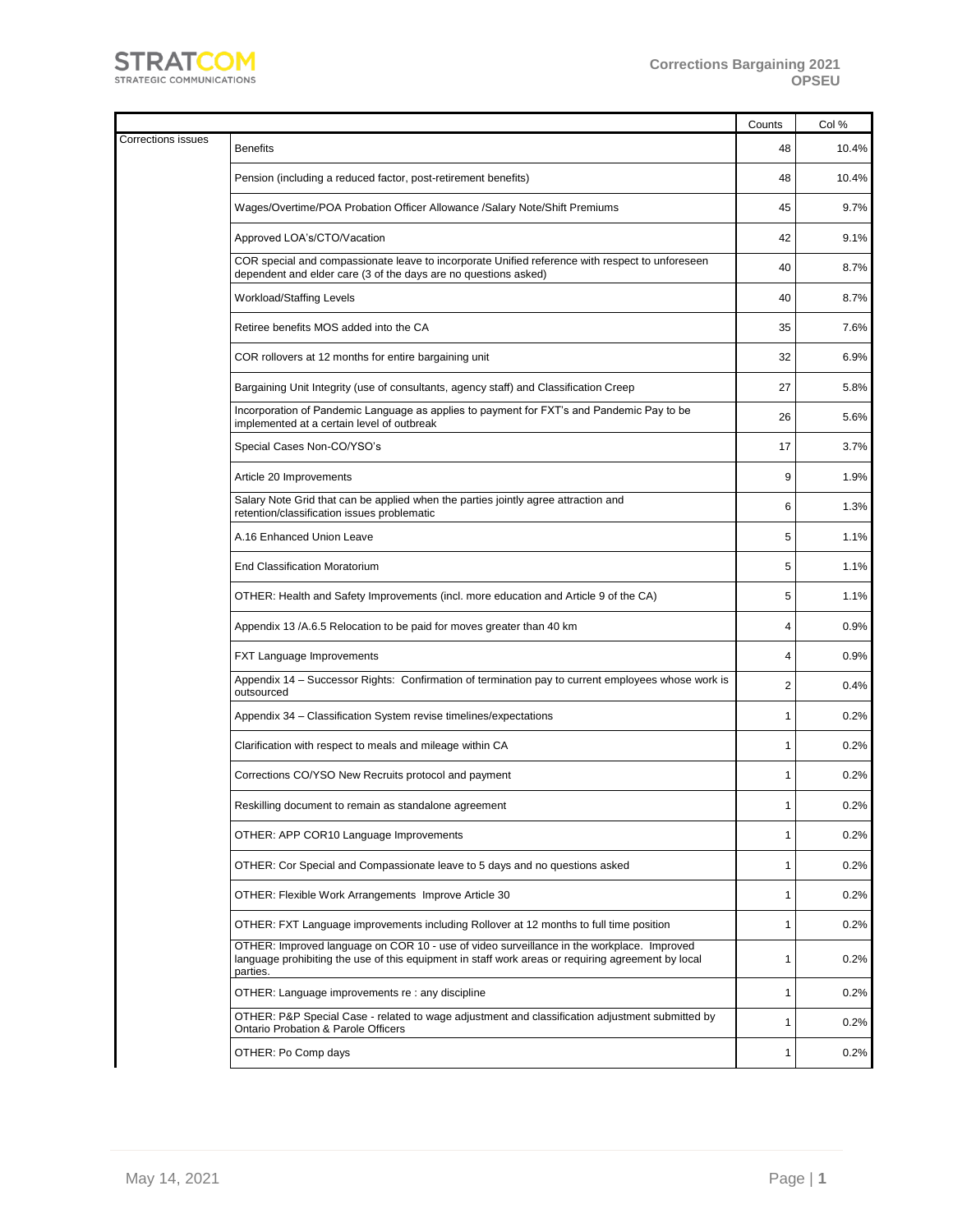| | | Counts | Col % |
|---|---|---|---|
| Corrections issues | Benefits | 48 | 10.4% |
| | Pension (including a reduced factor, post-retirement benefits) | 48 | 10.4% |
| | Wages/Overtime/POA Probation Officer Allowance /Salary Note/Shift Premiums | 45 | 9.7% |
| | Approved LOA's/CTO/Vacation | 42 | 9.1% |
| | COR special and compassionate leave to incorporate Unified reference with respect to unforeseen dependent and elder care (3 of the days are no questions asked) | 40 | 8.7% |
| | Workload/Staffing Levels | 40 | 8.7% |
| | Retiree benefits MOS added into the CA | 35 | 7.6% |
| | COR rollovers at 12 months for entire bargaining unit | 32 | 6.9% |
| | Bargaining Unit Integrity (use of consultants, agency staff) and Classification Creep | 27 | 5.8% |
| | Incorporation of Pandemic Language as applies to payment for FXT's and Pandemic Pay to be implemented at a certain level of outbreak | 26 | 5.6% |
| | Special Cases Non-CO/YSO's | 17 | 3.7% |
| | Article 20 Improvements | 9 | 1.9% |
| | Salary Note Grid that can be applied when the parties jointly agree attraction and retention/classification issues problematic | 6 | 1.3% |
| | A.16 Enhanced Union Leave | 5 | 1.1% |
| | End Classification Moratorium | 5 | 1.1% |
| | OTHER: Health and Safety Improvements (incl. more education and Article 9 of the CA) | 5 | 1.1% |
| | Appendix 13 /A.6.5 Relocation to be paid for moves greater than 40 km | 4 | 0.9% |
| | FXT Language Improvements | 4 | 0.9% |
| | Appendix 14 – Successor Rights: Confirmation of termination pay to current employees whose work is outsourced | 2 | 0.4% |
| | Appendix 34 – Classification System revise timelines/expectations | 1 | 0.2% |
| | Clarification with respect to meals and mileage within CA | 1 | 0.2% |
| | Corrections CO/YSO New Recruits protocol and payment | 1 | 0.2% |
| | Reskilling document to remain as standalone agreement | 1 | 0.2% |
| | OTHER: APP COR10 Language Improvements | 1 | 0.2% |
| | OTHER: Cor Special and Compassionate leave to 5 days and no questions asked | 1 | 0.2% |
| | OTHER: Flexible Work Arrangements Improve Article 30 | 1 | 0.2% |
| | OTHER: FXT Language improvements including Rollover at 12 months to full time position | 1 | 0.2% |
| | OTHER: Improved language on COR 10 - use of video surveillance in the workplace. Improved language prohibiting the use of this equipment in staff work areas or requiring agreement by local parties. | 1 | 0.2% |
| | OTHER: Language improvements re : any discipline | 1 | 0.2% |
| | OTHER: P&P Special Case - related to wage adjustment and classification adjustment submitted by Ontario Probation & Parole Officers | 1 | 0.2% |
| | OTHER: Po Comp days | 1 | 0.2% |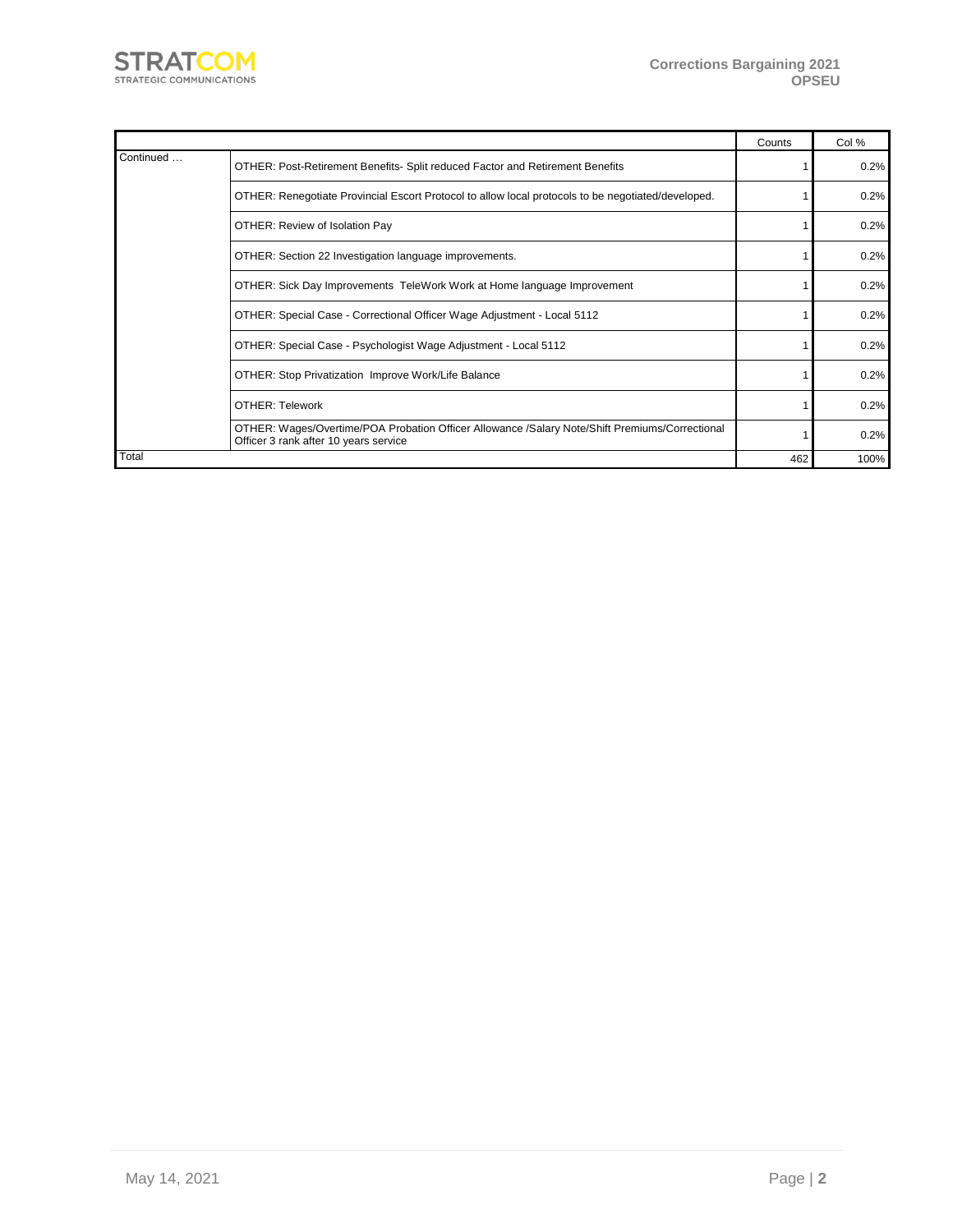| | | Counts | Col % |
|---|---|---|---|
| Continued … | OTHER: Post-Retirement Benefits- Split reduced Factor and Retirement Benefits | 1 | 0.2% |
| | OTHER: Renegotiate Provincial Escort Protocol to allow local protocols to be negotiated/developed. | 1 | 0.2% |
| | OTHER: Review of Isolation Pay | 1 | 0.2% |
| | OTHER: Section 22 Investigation language improvements. | 1 | 0.2% |
| | OTHER: Sick Day Improvements TeleWork Work at Home language Improvement | 1 | 0.2% |
| | OTHER: Special Case - Correctional Officer Wage Adjustment - Local 5112 | 1 | 0.2% |
| | OTHER: Special Case - Psychologist Wage Adjustment - Local 5112 | 1 | 0.2% |
| | OTHER: Stop Privatization Improve Work/Life Balance | 1 | 0.2% |
| | OTHER: Telework | 1 | 0.2% |
| | OTHER: Wages/Overtime/POA Probation Officer Allowance /Salary Note/Shift Premiums/Correctional Officer 3 rank after 10 years service | 1 | 0.2% |
| Total | | 462 | 100% |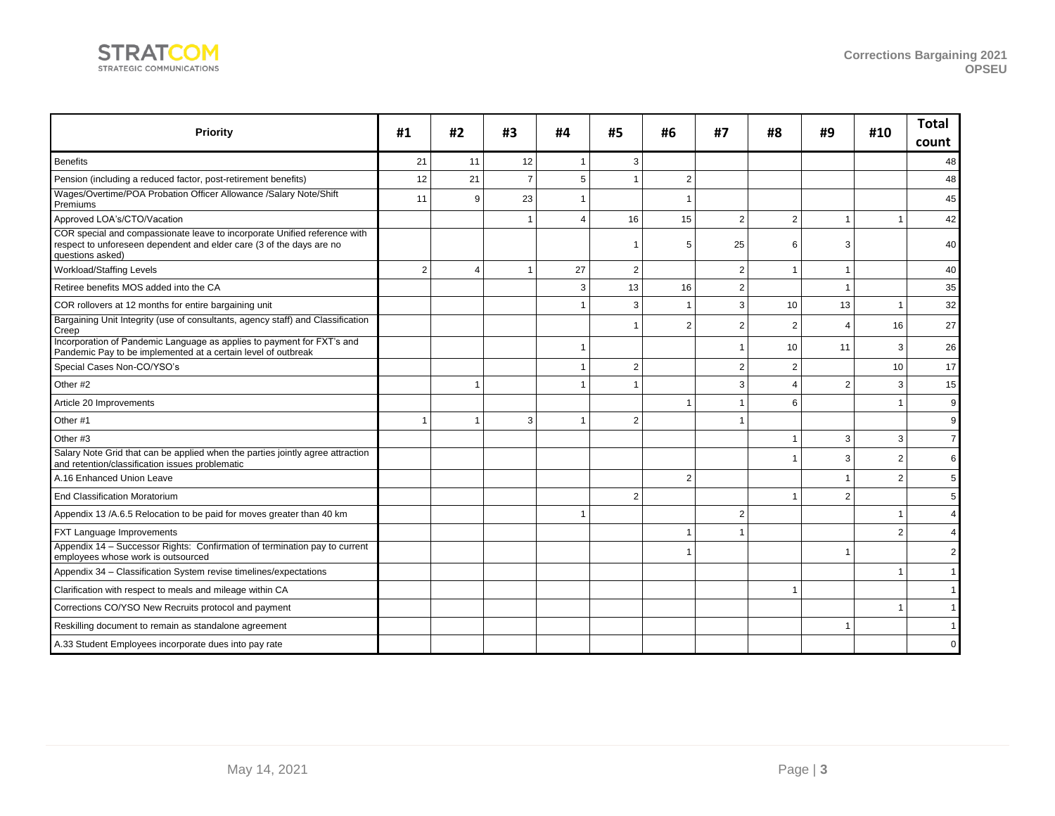| Priority | #1 | #2 | #3 | #4 | #5 | #6 | #7 | #8 | #9 | #10 | Total count |
|---|---|---|---|---|---|---|---|---|---|---|---|
| Benefits | 21 | 11 | 12 | 1 | 3 | | | | | | 48 |
| Pension (including a reduced factor, post-retirement benefits) | 12 | 21 | 7 | 5 | 1 | 2 | | | | | 48 |
| Wages/Overtime/POA Probation Officer Allowance /Salary Note/Shift Premiums | 11 | 9 | 23 | 1 | | 1 | | | | | 45 |
| Approved LOA's/CTO/Vacation | | | 1 | 4 | 16 | 15 | 2 | 2 | 1 | 1 | 42 |
| COR special and compassionate leave to incorporate Unified reference with respect to unforeseen dependent and elder care (3 of the days are no questions asked) | | | | | 1 | 5 | 25 | 6 | 3 | | 40 |
| Workload/Staffing Levels | 2 | 4 | 1 | 27 | 2 | | 2 | 1 | 1 | | 40 |
| Retiree benefits MOS added into the CA | | | | 3 | 13 | 16 | 2 | | 1 | | 35 |
| COR rollovers at 12 months for entire bargaining unit | | | | 1 | 3 | 1 | 3 | 10 | 13 | 1 | 32 |
| Bargaining Unit Integrity (use of consultants, agency staff) and Classification Creep | | | | | 1 | 2 | 2 | 2 | 4 | 16 | 27 |
| Incorporation of Pandemic Language as applies to payment for FXT's and Pandemic Pay to be implemented at a certain level of outbreak | | | | 1 | | | 1 | 10 | 11 | 3 | 26 |
| Special Cases Non-CO/YSO's | | | | 1 | 2 | | 2 | 2 | | 10 | 17 |
| Other #2 | | 1 | | 1 | 1 | | 3 | 4 | 2 | 3 | 15 |
| Article 20 Improvements | | | | | | 1 | 1 | 6 | | 1 | 9 |
| Other #1 | 1 | 1 | 3 | 1 | 2 | | 1 | | | | 9 |
| Other #3 | | | | | | | | 1 | 3 | 3 | 7 |
| Salary Note Grid that can be applied when the parties jointly agree attraction and retention/classification issues problematic | | | | | | | | 1 | 3 | 2 | 6 |
| A.16 Enhanced Union Leave | | | | | | 2 | | | 1 | 2 | 5 |
| End Classification Moratorium | | | | | 2 | | | 1 | 2 | | 5 |
| Appendix 13 /A.6.5 Relocation to be paid for moves greater than 40 km | | | | 1 | | | 2 | | | 1 | 4 |
| FXT Language Improvements | | | | | | 1 | 1 | | | 2 | 4 |
| Appendix 14 – Successor Rights: Confirmation of termination pay to current employees whose work is outsourced | | | | | | 1 | | | 1 | | 2 |
| Appendix 34 – Classification System revise timelines/expectations | | | | | | | | | | 1 | 1 |
| Clarification with respect to meals and mileage within CA | | | | | | | | 1 | | | 1 |
| Corrections CO/YSO New Recruits protocol and payment | | | | | | | | | | 1 | 1 |
| Reskilling document to remain as standalone agreement | | | | | | | | | 1 | | 1 |
| A.33 Student Employees incorporate dues into pay rate | | | | | | | | | | | 0 |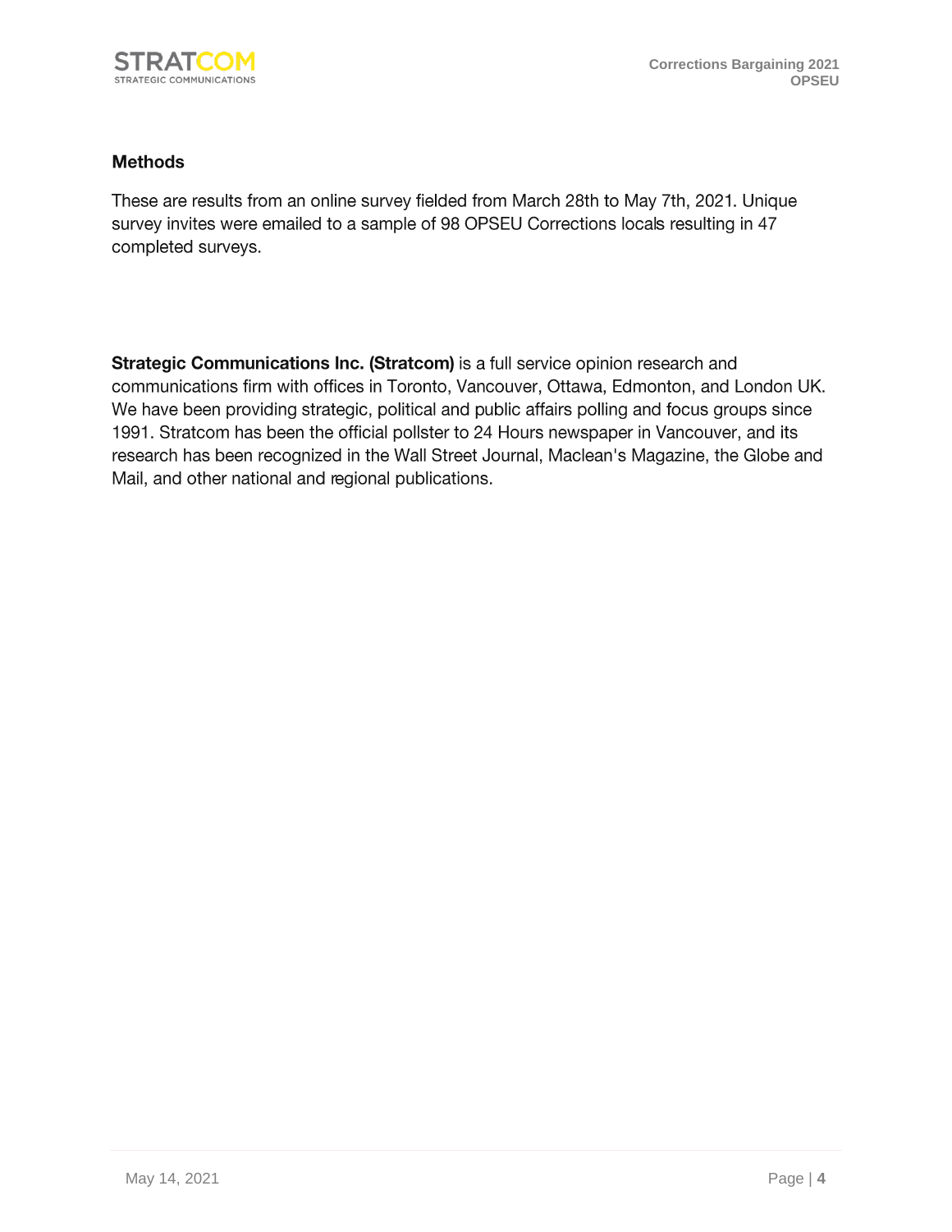## Methods

These are results from an online survey fielded from March 28th to May 7th, 2021. Unique survey invites were emailed to a sample of 98 OPSEU Corrections locals resulting in 47 completed surveys.

**Strategic Communications Inc. (Stratcom)** is a full service opinion research and communications firm with offices in Toronto, Vancouver, Ottawa, Edmonton, and London UK. We have been providing strategic, political and public affairs polling and focus groups since 1991. Stratcom has been the official pollster to 24 Hours newspaper in Vancouver, and its research has been recognized in the Wall Street Journal, Maclean's Magazine, the Globe and Mail, and other national and regional publications.